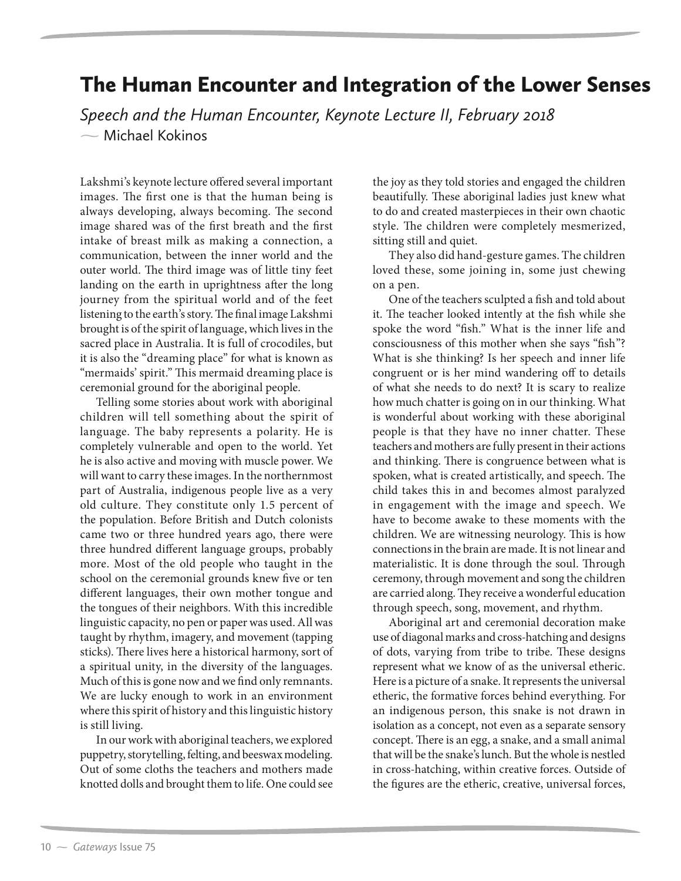# The Human Encounter and Integration of the Lower Senses

*Speech and the Human Encounter, Keynote Lecture II, February 2018*

— Michael Kokinos

Lakshmi's keynote lecture offered several important images. The first one is that the human being is always developing, always becoming. The second image shared was of the first breath and the first intake of breast milk as making a connection, a communication, between the inner world and the outer world. The third image was of little tiny feet landing on the earth in uprightness after the long journey from the spiritual world and of the feet listening to the earth's story. The final image Lakshmi brought is of the spirit of language, which lives in the sacred place in Australia. It is full of crocodiles, but it is also the "dreaming place" for what is known as "mermaids' spirit." This mermaid dreaming place is ceremonial ground for the aboriginal people.

Telling some stories about work with aboriginal children will tell something about the spirit of language. The baby represents a polarity. He is completely vulnerable and open to the world. Yet he is also active and moving with muscle power. We will want to carry these images. In the northernmost part of Australia, indigenous people live as a very old culture. They constitute only 1.5 percent of the population. Before British and Dutch colonists came two or three hundred years ago, there were three hundred different language groups, probably more. Most of the old people who taught in the school on the ceremonial grounds knew five or ten different languages, their own mother tongue and the tongues of their neighbors. With this incredible linguistic capacity, no pen or paper was used. All was taught by rhythm, imagery, and movement (tapping sticks). There lives here a historical harmony, sort of a spiritual unity, in the diversity of the languages. Much of this is gone now and we find only remnants. We are lucky enough to work in an environment where this spirit of history and this linguistic history is still living.

In our work with aboriginal teachers, we explored puppetry, storytelling, felting, and beeswax modeling. Out of some cloths the teachers and mothers made knotted dolls and brought them to life. One could see the joy as they told stories and engaged the children beautifully. These aboriginal ladies just knew what to do and created masterpieces in their own chaotic style. The children were completely mesmerized, sitting still and quiet.

They also did hand-gesture games. The children loved these, some joining in, some just chewing on a pen.

One of the teachers sculpted a fish and told about it. The teacher looked intently at the fish while she spoke the word "fish." What is the inner life and consciousness of this mother when she says "fish"? What is she thinking? Is her speech and inner life congruent or is her mind wandering off to details of what she needs to do next? It is scary to realize how much chatter is going on in our thinking. What is wonderful about working with these aboriginal people is that they have no inner chatter. These teachers and mothers are fully present in their actions and thinking. There is congruence between what is spoken, what is created artistically, and speech. The child takes this in and becomes almost paralyzed in engagement with the image and speech. We have to become awake to these moments with the children. We are witnessing neurology. This is how connections in the brain are made. It is not linear and materialistic. It is done through the soul. Through ceremony, through movement and song the children are carried along. They receive a wonderful education through speech, song, movement, and rhythm.

Aboriginal art and ceremonial decoration make use of diagonal marks and cross-hatching and designs of dots, varying from tribe to tribe. These designs represent what we know of as the universal etheric. Here is a picture of a snake. It represents the universal etheric, the formative forces behind everything. For an indigenous person, this snake is not drawn in isolation as a concept, not even as a separate sensory concept. There is an egg, a snake, and a small animal that will be the snake's lunch. But the whole is nestled in cross-hatching, within creative forces. Outside of the figures are the etheric, creative, universal forces,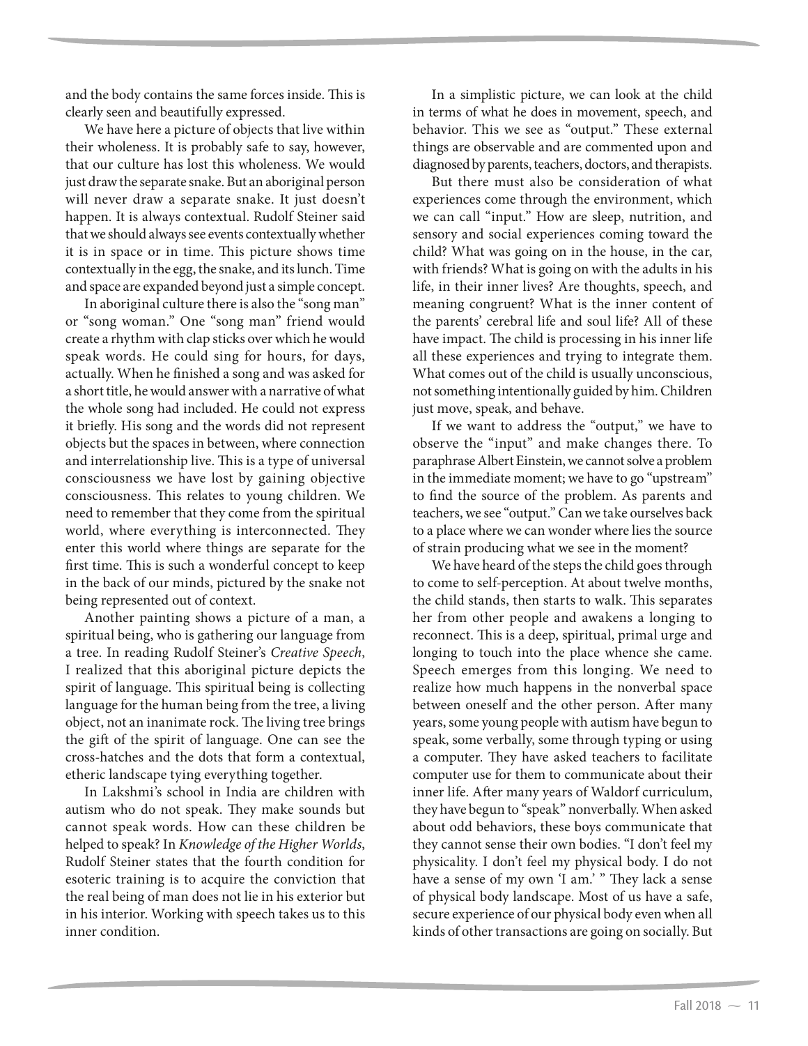and the body contains the same forces inside. This is clearly seen and beautifully expressed.

We have here a picture of objects that live within their wholeness. It is probably safe to say, however, that our culture has lost this wholeness. We would just draw the separate snake. But an aboriginal person will never draw a separate snake. It just doesn't happen. It is always contextual. Rudolf Steiner said that we should always see events contextually whether it is in space or in time. This picture shows time contextually in the egg, the snake, and its lunch. Time and space are expanded beyond just a simple concept.

In aboriginal culture there is also the "song man" or "song woman." One "song man" friend would create a rhythm with clap sticks over which he would speak words. He could sing for hours, for days, actually. When he finished a song and was asked for a short title, he would answer with a narrative of what the whole song had included. He could not express it briefly. His song and the words did not represent objects but the spaces in between, where connection and interrelationship live. This is a type of universal consciousness we have lost by gaining objective consciousness. This relates to young children. We need to remember that they come from the spiritual world, where everything is interconnected. They enter this world where things are separate for the first time. This is such a wonderful concept to keep in the back of our minds, pictured by the snake not being represented out of context.

Another painting shows a picture of a man, a spiritual being, who is gathering our language from a tree. In reading Rudolf Steiner's *Creative Speech*, I realized that this aboriginal picture depicts the spirit of language. This spiritual being is collecting language for the human being from the tree, a living object, not an inanimate rock. The living tree brings the gift of the spirit of language. One can see the cross-hatches and the dots that form a contextual, etheric landscape tying everything together.

In Lakshmi's school in India are children with autism who do not speak. They make sounds but cannot speak words. How can these children be helped to speak? In *Knowledge of the Higher Worlds*, Rudolf Steiner states that the fourth condition for esoteric training is to acquire the conviction that the real being of man does not lie in his exterior but in his interior. Working with speech takes us to this inner condition.

In a simplistic picture, we can look at the child in terms of what he does in movement, speech, and behavior. This we see as "output." These external things are observable and are commented upon and diagnosed by parents, teachers, doctors, and therapists.

But there must also be consideration of what experiences come through the environment, which we can call "input." How are sleep, nutrition, and sensory and social experiences coming toward the child? What was going on in the house, in the car, with friends? What is going on with the adults in his life, in their inner lives? Are thoughts, speech, and meaning congruent? What is the inner content of the parents' cerebral life and soul life? All of these have impact. The child is processing in his inner life all these experiences and trying to integrate them. What comes out of the child is usually unconscious, not something intentionally guided by him. Children just move, speak, and behave.

If we want to address the "output," we have to observe the "input" and make changes there. To paraphrase Albert Einstein, we cannot solve a problem in the immediate moment; we have to go "upstream" to find the source of the problem. As parents and teachers, we see "output." Can we take ourselves back to a place where we can wonder where lies the source of strain producing what we see in the moment?

We have heard of the steps the child goes through to come to self-perception. At about twelve months, the child stands, then starts to walk. This separates her from other people and awakens a longing to reconnect. This is a deep, spiritual, primal urge and longing to touch into the place whence she came. Speech emerges from this longing. We need to realize how much happens in the nonverbal space between oneself and the other person. After many years, some young people with autism have begun to speak, some verbally, some through typing or using a computer. They have asked teachers to facilitate computer use for them to communicate about their inner life. After many years of Waldorf curriculum, they have begun to "speak" nonverbally. When asked about odd behaviors, these boys communicate that they cannot sense their own bodies. "I don't feel my physicality. I don't feel my physical body. I do not have a sense of my own 'I am.' " They lack a sense of physical body landscape. Most of us have a safe, secure experience of our physical body even when all kinds of other transactions are going on socially. But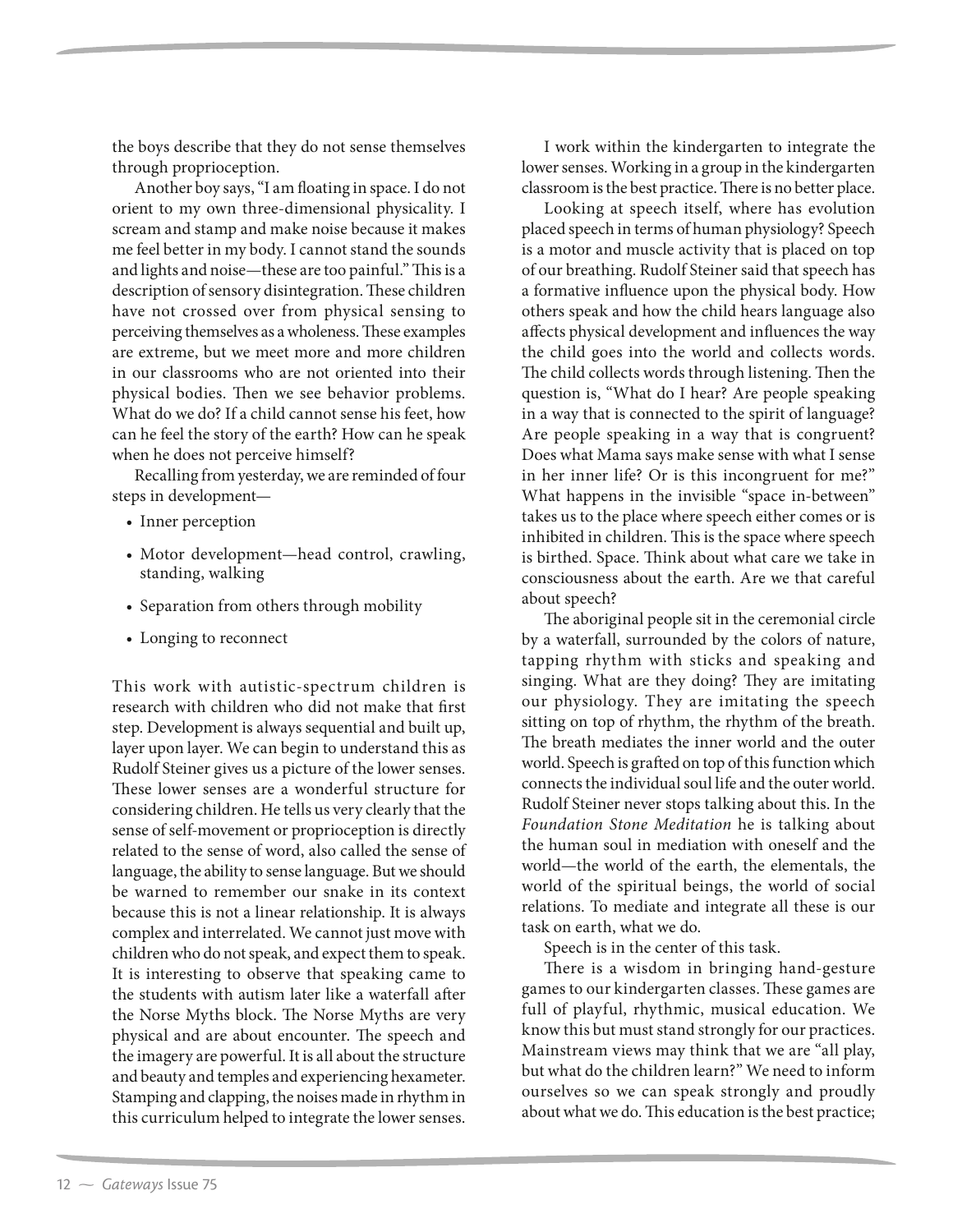the boys describe that they do not sense themselves through proprioception.

Another boy says, "I am floating in space. I do not orient to my own three-dimensional physicality. I scream and stamp and make noise because it makes me feel better in my body. I cannot stand the sounds and lights and noise—these are too painful." This is a description of sensory disintegration. These children have not crossed over from physical sensing to perceiving themselves as a wholeness. These examples are extreme, but we meet more and more children in our classrooms who are not oriented into their physical bodies. Then we see behavior problems. What do we do? If a child cannot sense his feet, how can he feel the story of the earth? How can he speak when he does not perceive himself?

Recalling from yesterday, we are reminded of four steps in development—

- Inner perception
- Motor development—head control, crawling, standing, walking
- Separation from others through mobility
- Longing to reconnect

This work with autistic-spectrum children is research with children who did not make that first step. Development is always sequential and built up, layer upon layer. We can begin to understand this as Rudolf Steiner gives us a picture of the lower senses. These lower senses are a wonderful structure for considering children. He tells us very clearly that the sense of self-movement or proprioception is directly related to the sense of word, also called the sense of language, the ability to sense language. But we should be warned to remember our snake in its context because this is not a linear relationship. It is always complex and interrelated. We cannot just move with children who do not speak, and expect them to speak. It is interesting to observe that speaking came to the students with autism later like a waterfall after the Norse Myths block. The Norse Myths are very physical and are about encounter. The speech and the imagery are powerful. It is all about the structure and beauty and temples and experiencing hexameter. Stamping and clapping, the noises made in rhythm in this curriculum helped to integrate the lower senses.

I work within the kindergarten to integrate the lower senses. Working in a group in the kindergarten classroom is the best practice. There is no better place.

Looking at speech itself, where has evolution placed speech in terms of human physiology? Speech is a motor and muscle activity that is placed on top of our breathing. Rudolf Steiner said that speech has a formative influence upon the physical body. How others speak and how the child hears language also affects physical development and influences the way the child goes into the world and collects words. The child collects words through listening. Then the question is, "What do I hear? Are people speaking in a way that is connected to the spirit of language? Are people speaking in a way that is congruent? Does what Mama says make sense with what I sense in her inner life? Or is this incongruent for me?" What happens in the invisible "space in-between" takes us to the place where speech either comes or is inhibited in children. This is the space where speech is birthed. Space. Think about what care we take in consciousness about the earth. Are we that careful about speech?

The aboriginal people sit in the ceremonial circle by a waterfall, surrounded by the colors of nature, tapping rhythm with sticks and speaking and singing. What are they doing? They are imitating our physiology. They are imitating the speech sitting on top of rhythm, the rhythm of the breath. The breath mediates the inner world and the outer world. Speech is grafted on top of this function which connects the individual soul life and the outer world. Rudolf Steiner never stops talking about this. In the *Foundation Stone Meditation* he is talking about the human soul in mediation with oneself and the world—the world of the earth, the elementals, the world of the spiritual beings, the world of social relations. To mediate and integrate all these is our task on earth, what we do.

Speech is in the center of this task.

There is a wisdom in bringing hand-gesture games to our kindergarten classes. These games are full of playful, rhythmic, musical education. We know this but must stand strongly for our practices. Mainstream views may think that we are "all play, but what do the children learn?" We need to inform ourselves so we can speak strongly and proudly about what we do. This education is the best practice;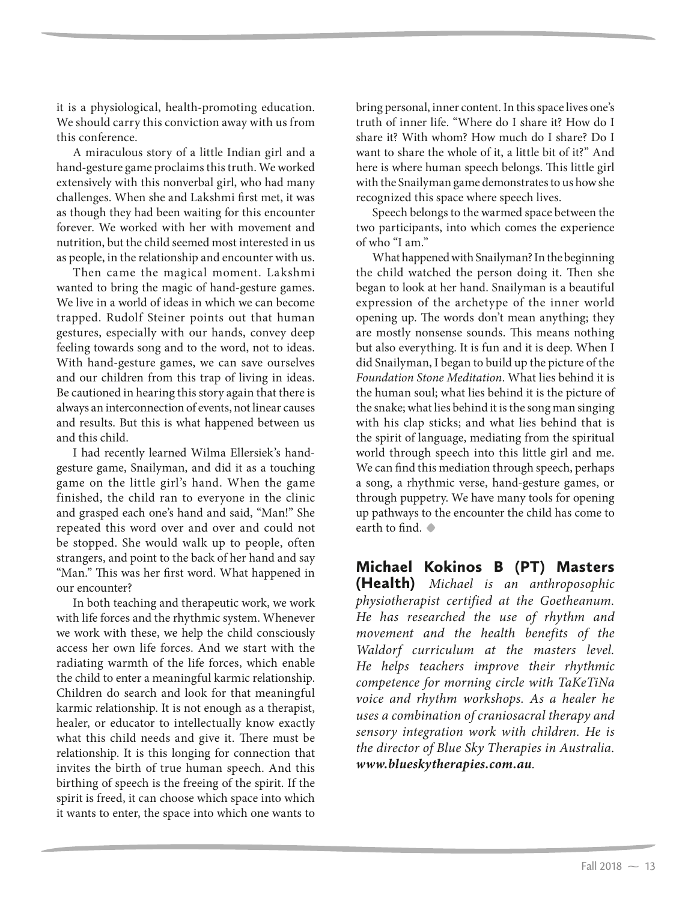it is a physiological, health-promoting education. We should carry this conviction away with us from this conference.

A miraculous story of a little Indian girl and a hand-gesture game proclaims this truth. We worked extensively with this nonverbal girl, who had many challenges. When she and Lakshmi first met, it was as though they had been waiting for this encounter forever. We worked with her with movement and nutrition, but the child seemed most interested in us as people, in the relationship and encounter with us.

Then came the magical moment. Lakshmi wanted to bring the magic of hand-gesture games. We live in a world of ideas in which we can become trapped. Rudolf Steiner points out that human gestures, especially with our hands, convey deep feeling towards song and to the word, not to ideas. With hand-gesture games, we can save ourselves and our children from this trap of living in ideas. Be cautioned in hearing this story again that there is always an interconnection of events, not linear causes and results. But this is what happened between us and this child.

I had recently learned Wilma Ellersiek's hand-gesture game, Snailyman, and did it as a touching game on the little girl's hand. When the game finished, the child ran to everyone in the clinic and grasped each one's hand and said, "Man!" She repeated this word over and over and could not be stopped. She would walk up to people, often strangers, and point to the back of her hand and say "Man." This was her first word. What happened in our encounter?

In both teaching and therapeutic work, we work with life forces and the rhythmic system. Whenever we work with these, we help the child consciously access her own life forces. And we start with the radiating warmth of the life forces, which enable the child to enter a meaningful karmic relationship. Children do search and look for that meaningful karmic relationship. It is not enough as a therapist, healer, or educator to intellectually know exactly what this child needs and give it. There must be relationship. It is this longing for connection that invites the birth of true human speech. And this birthing of speech is the freeing of the spirit. If the spirit is freed, it can choose which space into which it wants to enter, the space into which one wants to bring personal, inner content. In this space lives one's truth of inner life. "Where do I share it? How do I share it? With whom? How much do I share? Do I want to share the whole of it, a little bit of it?" And here is where human speech belongs. This little girl with the Snailyman game demonstrates to us how she recognized this space where speech lives.

Speech belongs to the warmed space between the two participants, into which comes the experience of who "I am."

What happened with Snailyman? In the beginning the child watched the person doing it. Then she began to look at her hand. Snailyman is a beautiful expression of the archetype of the inner world opening up. The words don't mean anything; they are mostly nonsense sounds. This means nothing but also everything. It is fun and it is deep. When I did Snailyman, I began to build up the picture of the *Foundation Stone Meditation*. What lies behind it is the human soul; what lies behind it is the picture of the snake; what lies behind it is the song man singing with his clap sticks; and what lies behind that is the spirit of language, mediating from the spiritual world through speech into this little girl and me. We can find this mediation through speech, perhaps a song, a rhythmic verse, hand-gesture games, or through puppetry. We have many tools for opening up pathways to the encounter the child has come to earth to find. ◆

**Michael Kokinos B (PT) Masters (Health)** *Michael is an anthroposophic physiotherapist certified at the Goetheanum. He has researched the use of rhythm and movement and the health benefits of the Waldorf curriculum at the masters level. He helps teachers improve their rhythmic competence for morning circle with TaKeTiNa voice and rhythm workshops. As a healer he uses a combination of craniosacral therapy and sensory integration work with children. He is the director of Blue Sky Therapies in Australia.* ***www.blueskytherapies.com.au***.